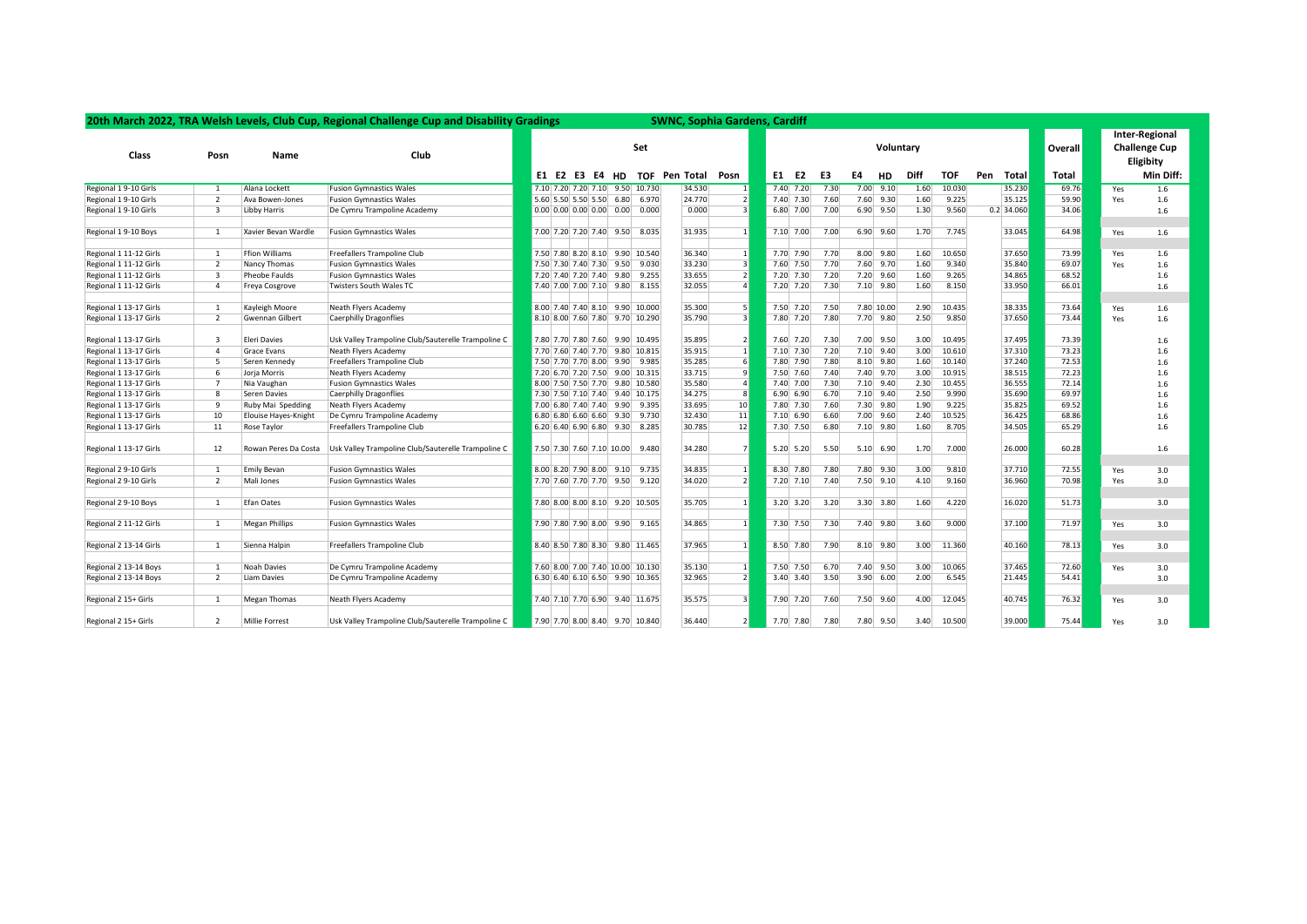## 20th March 2022, TRA Welsh Levels, Club Cup, Regional Challenge Cup and Disability Gradings — SWNC, Sophia Gardens, Cardiff

| Class | Posn | Name | Club | Set E1 | Set E2 | Set E3 | Set E4 | Set HD | Set TOF | Set Pen | Set Total | Set Posn | Vol E1 | Vol E2 | Vol E3 | Vol E4 | Vol HD | Vol Diff | Vol TOF | Vol Pen | Vol Total | Overall Total | Inter-Regional Challenge Cup Eligibity | Min Diff: |
|---|---|---|---|---|---|---|---|---|---|---|---|---|---|---|---|---|---|---|---|---|---|---|---|---|
| Regional 1 9-10 Girls | 1 | Alana Lockett | Fusion Gymnastics Wales | 7.10 | 7.20 | 7.20 | 7.10 | 9.50 | 10.730 | | 34.530 | 1 | 7.40 | 7.20 | 7.30 | 7.00 | 9.10 | 1.60 | 10.030 | | 35.230 | 69.76 | Yes | 1.6 |
| Regional 1 9-10 Girls | 2 | Ava Bowen-Jones | Fusion Gymnastics Wales | 5.60 | 5.50 | 5.50 | 5.50 | 6.80 | 6.970 | | 24.770 | 2 | 7.40 | 7.30 | 7.60 | 7.60 | 9.30 | 1.60 | 9.225 | | 35.125 | 59.90 | Yes | 1.6 |
| Regional 1 9-10 Girls | 3 | Libby Harris | De Cymru Trampoline Academy | 0.00 | 0.00 | 0.00 | 0.00 | 0.00 | 0.000 | | 0.000 | 3 | 6.80 | 7.00 | 7.00 | 6.90 | 9.50 | 1.30 | 9.560 | 0.2 | 34.060 | 34.06 | | 1.6 |
| Regional 1 9-10 Boys | 1 | Xavier Bevan Wardle | Fusion Gymnastics Wales | 7.00 | 7.20 | 7.20 | 7.40 | 9.50 | 8.035 | | 31.935 | 1 | 7.10 | 7.00 | 7.00 | 6.90 | 9.60 | 1.70 | 7.745 | | 33.045 | 64.98 | Yes | 1.6 |
| Regional 1 11-12 Girls | 1 | Ffion Williams | Freefallers Trampoline Club | 7.50 | 7.80 | 8.20 | 8.10 | 9.90 | 10.540 | | 36.340 | 1 | 7.70 | 7.90 | 7.70 | 8.00 | 9.80 | 1.60 | 10.650 | | 37.650 | 73.99 | Yes | 1.6 |
| Regional 1 11-12 Girls | 2 | Nancy Thomas | Fusion Gymnastics Wales | 7.50 | 7.30 | 7.40 | 7.30 | 9.50 | 9.030 | | 33.230 | 3 | 7.60 | 7.50 | 7.70 | 7.60 | 9.70 | 1.60 | 9.340 | | 35.840 | 69.07 | Yes | 1.6 |
| Regional 1 11-12 Girls | 3 | Pheobe Faulds | Fusion Gymnastics Wales | 7.20 | 7.40 | 7.20 | 7.40 | 9.80 | 9.255 | | 33.655 | 2 | 7.20 | 7.30 | 7.20 | 7.20 | 9.60 | 1.60 | 9.265 | | 34.865 | 68.52 | | 1.6 |
| Regional 1 11-12 Girls | 4 | Freya Cosgrove | Twisters South Wales TC | 7.40 | 7.00 | 7.00 | 7.10 | 9.80 | 8.155 | | 32.055 | 4 | 7.20 | 7.20 | 7.30 | 7.10 | 9.80 | 1.60 | 8.150 | | 33.950 | 66.01 | | 1.6 |
| Regional 1 13-17 Girls | 1 | Kayleigh Moore | Neath Flyers Academy | 8.00 | 7.40 | 7.40 | 8.10 | 9.90 | 10.000 | | 35.300 | 5 | 7.50 | 7.20 | 7.50 | 7.80 | 10.00 | 2.90 | 10.435 | | 38.335 | 73.64 | Yes | 1.6 |
| Regional 1 13-17 Girls | 2 | Gwennan Gilbert | Caerphilly Dragonflies | 8.10 | 8.00 | 7.60 | 7.80 | 9.70 | 10.290 | | 35.790 | 3 | 7.80 | 7.20 | 7.80 | 7.70 | 9.80 | 2.50 | 9.850 | | 37.650 | 73.44 | Yes | 1.6 |
| Regional 1 13-17 Girls | 3 | Eleri Davies | Usk Valley Trampoline Club/Sauterelle Trampoline C | 7.80 | 7.70 | 7.80 | 7.60 | 9.90 | 10.495 | | 35.895 | 2 | 7.60 | 7.20 | 7.30 | 7.00 | 9.50 | 3.00 | 10.495 | | 37.495 | 73.39 | | 1.6 |
| Regional 1 13-17 Girls | 4 | Grace Evans | Neath Flyers Academy | 7.70 | 7.60 | 7.40 | 7.70 | 9.80 | 10.815 | | 35.915 | 1 | 7.10 | 7.30 | 7.20 | 7.10 | 9.40 | 3.00 | 10.610 | | 37.310 | 73.23 | | 1.6 |
| Regional 1 13-17 Girls | 5 | Seren Kennedy | Freefallers Trampoline Club | 7.50 | 7.70 | 7.70 | 8.00 | 9.90 | 9.985 | | 35.285 | 6 | 7.80 | 7.90 | 7.80 | 8.10 | 9.80 | 1.60 | 10.140 | | 37.240 | 72.53 | | 1.6 |
| Regional 1 13-17 Girls | 6 | Jorja Morris | Neath Flyers Academy | 7.20 | 6.70 | 7.20 | 7.50 | 9.00 | 10.315 | | 33.715 | 9 | 7.50 | 7.60 | 7.40 | 7.40 | 9.70 | 3.00 | 10.915 | | 38.515 | 72.23 | | 1.6 |
| Regional 1 13-17 Girls | 7 | Nia Vaughan | Fusion Gymnastics Wales | 8.00 | 7.50 | 7.50 | 7.70 | 9.80 | 10.580 | | 35.580 | 4 | 7.40 | 7.00 | 7.30 | 7.10 | 9.40 | 2.30 | 10.455 | | 36.555 | 72.14 | | 1.6 |
| Regional 1 13-17 Girls | 8 | Seren Davies | Caerphilly Dragonflies | 7.30 | 7.50 | 7.10 | 7.40 | 9.40 | 10.175 | | 34.275 | 8 | 6.90 | 6.90 | 6.70 | 7.10 | 9.40 | 2.50 | 9.990 | | 35.690 | 69.97 | | 1.6 |
| Regional 1 13-17 Girls | 9 | Ruby Mai Spedding | Neath Flyers Academy | 7.00 | 6.80 | 7.40 | 7.40 | 9.90 | 9.395 | | 33.695 | 10 | 7.80 | 7.30 | 7.60 | 7.30 | 9.80 | 1.90 | 9.225 | | 35.825 | 69.52 | | 1.6 |
| Regional 1 13-17 Girls | 10 | Elouise Hayes-Knight | De Cymru Trampoline Academy | 6.80 | 6.80 | 6.60 | 6.60 | 9.30 | 9.730 | | 32.430 | 11 | 7.10 | 6.90 | 6.60 | 7.00 | 9.60 | 2.40 | 10.525 | | 36.425 | 68.86 | | 1.6 |
| Regional 1 13-17 Girls | 11 | Rose Taylor | Freefallers Trampoline Club | 6.20 | 6.40 | 6.90 | 6.80 | 9.30 | 8.285 | | 30.785 | 12 | 7.30 | 7.50 | 6.80 | 7.10 | 9.80 | 1.60 | 8.705 | | 34.505 | 65.29 | | 1.6 |
| Regional 1 13-17 Girls | 12 | Rowan Peres Da Costa | Usk Valley Trampoline Club/Sauterelle Trampoline C | 7.50 | 7.30 | 7.60 | 7.10 | 10.00 | 9.480 | | 34.280 | 7 | 5.20 | 5.20 | 5.50 | 5.10 | 6.90 | 1.70 | 7.000 | | 26.000 | 60.28 | | 1.6 |
| Regional 2 9-10 Girls | 1 | Emily Bevan | Fusion Gymnastics Wales | 8.00 | 8.20 | 7.90 | 8.00 | 9.10 | 9.735 | | 34.835 | 1 | 8.30 | 7.80 | 7.80 | 7.80 | 9.30 | 3.00 | 9.810 | | 37.710 | 72.55 | Yes | 3.0 |
| Regional 2 9-10 Girls | 2 | Mali Jones | Fusion Gymnastics Wales | 7.70 | 7.60 | 7.70 | 7.70 | 9.50 | 9.120 | | 34.020 | 2 | 7.20 | 7.10 | 7.40 | 7.50 | 9.10 | 4.10 | 9.160 | | 36.960 | 70.98 | Yes | 3.0 |
| Regional 2 9-10 Boys | 1 | Efan Oates | Fusion Gymnastics Wales | 7.80 | 8.00 | 8.00 | 8.10 | 9.20 | 10.505 | | 35.705 | 1 | 3.20 | 3.20 | 3.20 | 3.30 | 3.80 | 1.60 | 4.220 | | 16.020 | 51.73 | | 3.0 |
| Regional 2 11-12 Girls | 1 | Megan Phillips | Fusion Gymnastics Wales | 7.90 | 7.80 | 7.90 | 8.00 | 9.90 | 9.165 | | 34.865 | 1 | 7.30 | 7.50 | 7.30 | 7.40 | 9.80 | 3.60 | 9.000 | | 37.100 | 71.97 | Yes | 3.0 |
| Regional 2 13-14 Girls | 1 | Sienna Halpin | Freefallers Trampoline Club | 8.40 | 8.50 | 7.80 | 8.30 | 9.80 | 11.465 | | 37.965 | 1 | 8.50 | 7.80 | 7.90 | 8.10 | 9.80 | 3.00 | 11.360 | | 40.160 | 78.13 | Yes | 3.0 |
| Regional 2 13-14 Boys | 1 | Noah Davies | De Cymru Trampoline Academy | 7.60 | 8.00 | 7.00 | 7.40 | 10.00 | 10.130 | | 35.130 | 1 | 7.50 | 7.50 | 6.70 | 7.40 | 9.50 | 3.00 | 10.065 | | 37.465 | 72.60 | Yes | 3.0 |
| Regional 2 13-14 Boys | 2 | Liam Davies | De Cymru Trampoline Academy | 6.30 | 6.40 | 6.10 | 6.50 | 9.90 | 10.365 | | 32.965 | 2 | 3.40 | 3.40 | 3.50 | 3.90 | 6.00 | 2.00 | 6.545 | | 21.445 | 54.41 | | 3.0 |
| Regional 2 15+ Girls | 1 | Megan Thomas | Neath Flyers Academy | 7.40 | 7.10 | 7.70 | 6.90 | 9.40 | 11.675 | | 35.575 | 3 | 7.90 | 7.20 | 7.60 | 7.50 | 9.60 | 4.00 | 12.045 | | 40.745 | 76.32 | Yes | 3.0 |
| Regional 2 15+ Girls | 2 | Millie Forrest | Usk Valley Trampoline Club/Sauterelle Trampoline C | 7.90 | 7.70 | 8.00 | 8.40 | 9.70 | 10.840 | | 36.440 | 2 | 7.70 | 7.80 | 7.80 | 7.80 | 9.50 | 3.40 | 10.500 | | 39.000 | 75.44 | Yes | 3.0 |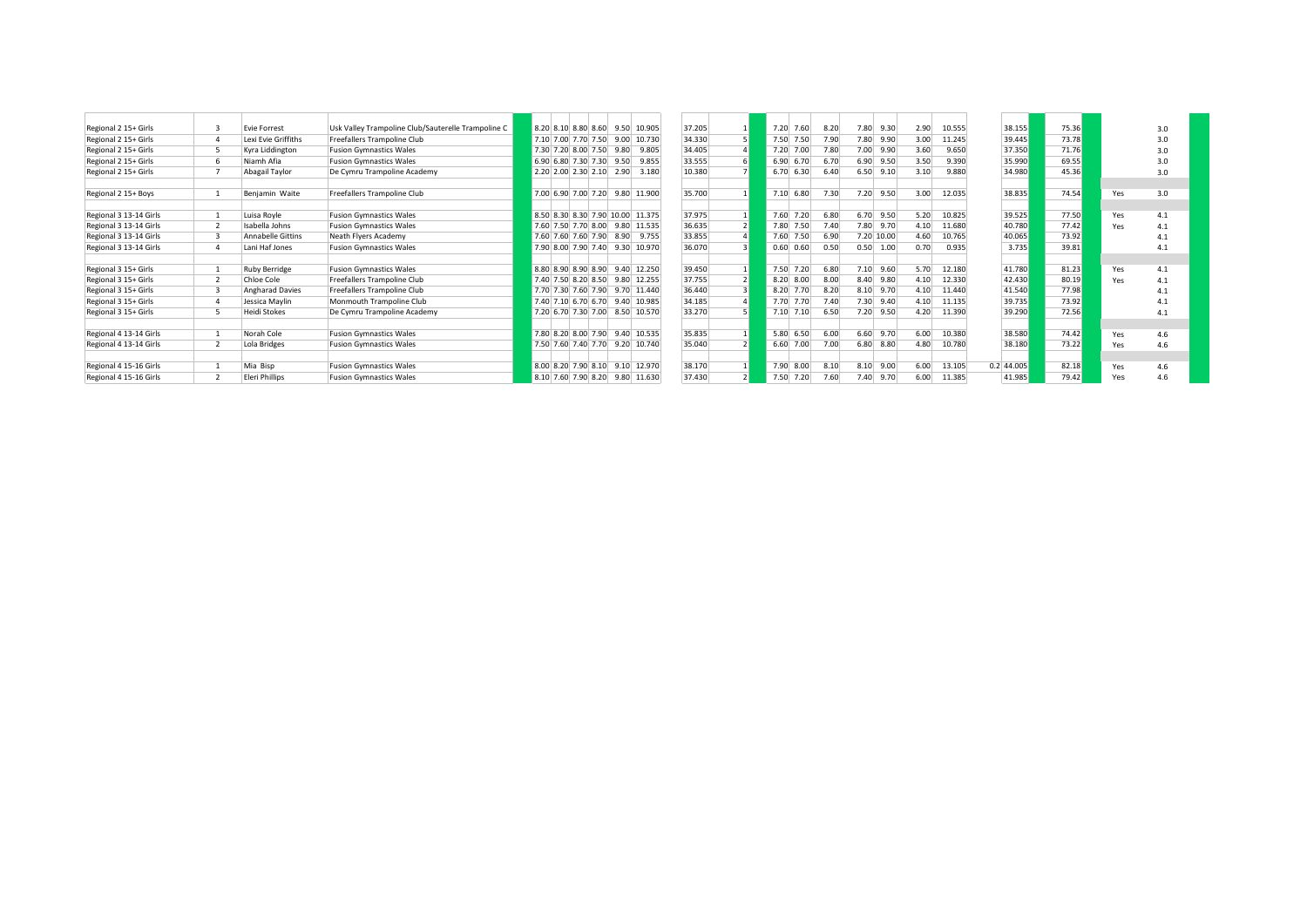| | | | | | | | | | | | | | | | | | | | | | | | |
|---|---|---|---|---|---|---|---|---|---|---|---|---|---|---|---|---|---|---|---|---|---|---|---|
| Regional 2 15+ Girls | 3 | Evie Forrest | Usk Valley Trampoline Club/Sauterelle Trampoline C | 8.20 | 8.10 | 8.80 | 8.60 | 9.50 | 10.905 | 37.205 | 1 | 7.20 | 7.60 | 8.20 | 7.80 | 9.30 | 2.90 | 10.555 | | 38.155 | 75.36 | | 3.0 |
| Regional 2 15+ Girls | 4 | Lexi Evie Griffiths | Freefallers Trampoline Club | 7.10 | 7.00 | 7.70 | 7.50 | 9.00 | 10.730 | 34.330 | 5 | 7.50 | 7.50 | 7.90 | 7.80 | 9.90 | 3.00 | 11.245 | | 39.445 | 73.78 | | 3.0 |
| Regional 2 15+ Girls | 5 | Kyra Liddington | Fusion Gymnastics Wales | 7.30 | 7.20 | 8.00 | 7.50 | 9.80 | 9.805 | 34.405 | 4 | 7.20 | 7.00 | 7.80 | 7.00 | 9.90 | 3.60 | 9.650 | | 37.350 | 71.76 | | 3.0 |
| Regional 2 15+ Girls | 6 | Niamh Afia | Fusion Gymnastics Wales | 6.90 | 6.80 | 7.30 | 7.30 | 9.50 | 9.855 | 33.555 | 6 | 6.90 | 6.70 | 6.70 | 6.90 | 9.50 | 3.50 | 9.390 | | 35.990 | 69.55 | | 3.0 |
| Regional 2 15+ Girls | 7 | Abagail Taylor | De Cymru Trampoline Academy | 2.20 | 2.00 | 2.30 | 2.10 | 2.90 | 3.180 | 10.380 | 7 | 6.70 | 6.30 | 6.40 | 6.50 | 9.10 | 3.10 | 9.880 | | 34.980 | 45.36 | | 3.0 |
| Regional 2 15+ Boys | 1 | Benjamin Waite | Freefallers Trampoline Club | 7.00 | 6.90 | 7.00 | 7.20 | 9.80 | 11.900 | 35.700 | 1 | 7.10 | 6.80 | 7.30 | 7.20 | 9.50 | 3.00 | 12.035 | | 38.835 | 74.54 | Yes | 3.0 |
| Regional 3 13-14 Girls | 1 | Luisa Royle | Fusion Gymnastics Wales | 8.50 | 8.30 | 8.30 | 7.90 | 10.00 | 11.375 | 37.975 | 1 | 7.60 | 7.20 | 6.80 | 6.70 | 9.50 | 5.20 | 10.825 | | 39.525 | 77.50 | Yes | 4.1 |
| Regional 3 13-14 Girls | 2 | Isabella Johns | Fusion Gymnastics Wales | 7.60 | 7.50 | 7.70 | 8.00 | 9.80 | 11.535 | 36.635 | 2 | 7.80 | 7.50 | 7.40 | 7.80 | 9.70 | 4.10 | 11.680 | | 40.780 | 77.42 | Yes | 4.1 |
| Regional 3 13-14 Girls | 3 | Annabelle Gittins | Neath Flyers Academy | 7.60 | 7.60 | 7.60 | 7.90 | 8.90 | 9.755 | 33.855 | 4 | 7.60 | 7.50 | 6.90 | 7.20 | 10.00 | 4.60 | 10.765 | | 40.065 | 73.92 | | 4.1 |
| Regional 3 13-14 Girls | 4 | Lani Haf Jones | Fusion Gymnastics Wales | 7.90 | 8.00 | 7.90 | 7.40 | 9.30 | 10.970 | 36.070 | 3 | 0.60 | 0.60 | 0.50 | 0.50 | 1.00 | 0.70 | 0.935 | | 3.735 | 39.81 | | 4.1 |
| Regional 3 15+ Girls | 1 | Ruby Berridge | Fusion Gymnastics Wales | 8.80 | 8.90 | 8.90 | 8.90 | 9.40 | 12.250 | 39.450 | 1 | 7.50 | 7.20 | 6.80 | 7.10 | 9.60 | 5.70 | 12.180 | | 41.780 | 81.23 | Yes | 4.1 |
| Regional 3 15+ Girls | 2 | Chloe Cole | Freefallers Trampoline Club | 7.40 | 7.50 | 8.20 | 8.50 | 9.80 | 12.255 | 37.755 | 2 | 8.20 | 8.00 | 8.00 | 8.40 | 9.80 | 4.10 | 12.330 | | 42.430 | 80.19 | Yes | 4.1 |
| Regional 3 15+ Girls | 3 | Angharad Davies | Freefallers Trampoline Club | 7.70 | 7.30 | 7.60 | 7.90 | 9.70 | 11.440 | 36.440 | 3 | 8.20 | 7.70 | 8.20 | 8.10 | 9.70 | 4.10 | 11.440 | | 41.540 | 77.98 | | 4.1 |
| Regional 3 15+ Girls | 4 | Jessica Maylin | Monmouth Trampoline Club | 7.40 | 7.10 | 6.70 | 6.70 | 9.40 | 10.985 | 34.185 | 4 | 7.70 | 7.70 | 7.40 | 7.30 | 9.40 | 4.10 | 11.135 | | 39.735 | 73.92 | | 4.1 |
| Regional 3 15+ Girls | 5 | Heidi Stokes | De Cymru Trampoline Academy | 7.20 | 6.70 | 7.30 | 7.00 | 8.50 | 10.570 | 33.270 | 5 | 7.10 | 7.10 | 6.50 | 7.20 | 9.50 | 4.20 | 11.390 | | 39.290 | 72.56 | | 4.1 |
| Regional 4 13-14 Girls | 1 | Norah Cole | Fusion Gymnastics Wales | 7.80 | 8.20 | 8.00 | 7.90 | 9.40 | 10.535 | 35.835 | 1 | 5.80 | 6.50 | 6.00 | 6.60 | 9.70 | 6.00 | 10.380 | | 38.580 | 74.42 | Yes | 4.6 |
| Regional 4 13-14 Girls | 2 | Lola Bridges | Fusion Gymnastics Wales | 7.50 | 7.60 | 7.40 | 7.70 | 9.20 | 10.740 | 35.040 | 2 | 6.60 | 7.00 | 7.00 | 6.80 | 8.80 | 4.80 | 10.780 | | 38.180 | 73.22 | Yes | 4.6 |
| Regional 4 15-16 Girls | 1 | Mia Bisp | Fusion Gymnastics Wales | 8.00 | 8.20 | 7.90 | 8.10 | 9.10 | 12.970 | 38.170 | 1 | 7.90 | 8.00 | 8.10 | 8.10 | 9.00 | 6.00 | 13.105 | 0.2 | 44.005 | 82.18 | Yes | 4.6 |
| Regional 4 15-16 Girls | 2 | Eleri Phillips | Fusion Gymnastics Wales | 8.10 | 7.60 | 7.90 | 8.20 | 9.80 | 11.630 | 37.430 | 2 | 7.50 | 7.20 | 7.60 | 7.40 | 9.70 | 6.00 | 11.385 | | 41.985 | 79.42 | Yes | 4.6 |